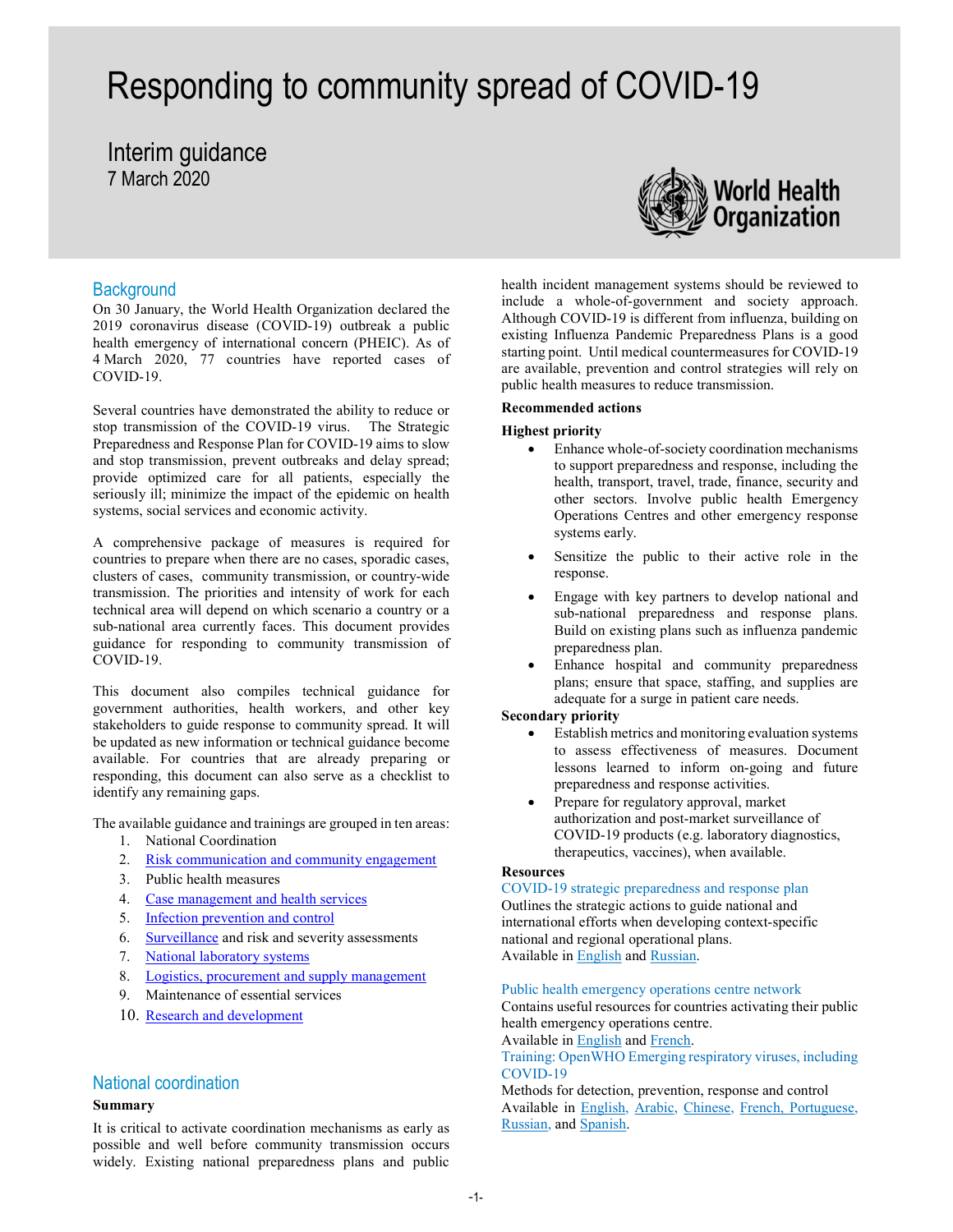৯# Responding to community spread of COVID-19

## Interim guidance

7 March 2020

## Background

On 30 January, the World Health Organization declared the 2019 coronavirus disease (COVID-19) outbreak a public health emergency of international concern (PHEIC). As of 4 March 2020, 77 countries have reported cases of COVID-19.

Several countries have demonstrated the ability to reduce or stop transmission of the COVID-19 virus. The Strategic Preparedness and Response Plan for COVID-19 aims to slow and stop transmission, prevent outbreaks and delay spread; provide optimized care for all patients, especially the seriously ill; minimize the impact of the epidemic on health systems, social services and economic activity.

A comprehensive package of measures is required for countries to prepare when there are no cases, sporadic cases, clusters of cases, community transmission, or country-wide transmission. The priorities and intensity of work for each technical area will depend on which scenario a country or a sub-national area currently faces. This document provides guidance for responding to community transmission of COVID-19.

This document also compiles technical guidance for government authorities, health workers, and other key stakeholders to guide response to community spread. It will be updated as new information or technical guidance become available. For countries that are already preparing or responding, this document can also serve as a checklist to identify any remaining gaps.

The available guidance and trainings are grouped in ten areas:

1. National Coordination
2. Risk communication and community engagement
3. Public health measures
4. Case management and health services
5. Infection prevention and control
6. Surveillance and risk and severity assessments
7. National laboratory systems
8. Logistics, procurement and supply management
9. Maintenance of essential services
10. Research and development

## National coordination

**Summary**

It is critical to activate coordination mechanisms as early as possible and well before community transmission occurs widely. Existing national preparedness plans and public health incident management systems should be reviewed to include a whole-of-government and society approach. Although COVID-19 is different from influenza, building on existing Influenza Pandemic Preparedness Plans is a good starting point. Until medical countermeasures for COVID-19 are available, prevention and control strategies will rely on public health measures to reduce transmission.

**Recommended actions**

**Highest priority**

- Enhance whole-of-society coordination mechanisms to support preparedness and response, including the health, transport, travel, trade, finance, security and other sectors. Involve public health Emergency Operations Centres and other emergency response systems early.
- Sensitize the public to their active role in the response.
- Engage with key partners to develop national and sub-national preparedness and response plans. Build on existing plans such as influenza pandemic preparedness plan.
- Enhance hospital and community preparedness plans; ensure that space, staffing, and supplies are adequate for a surge in patient care needs.

**Secondary priority**

- Establish metrics and monitoring evaluation systems to assess effectiveness of measures. Document lessons learned to inform on-going and future preparedness and response activities.
- Prepare for regulatory approval, market authorization and post-market surveillance of COVID-19 products (e.g. laboratory diagnostics, therapeutics, vaccines), when available.

**Resources**

COVID-19 strategic preparedness and response plan
Outlines the strategic actions to guide national and international efforts when developing context-specific national and regional operational plans.
Available in English and Russian.

Public health emergency operations centre network
Contains useful resources for countries activating their public health emergency operations centre.
Available in English and French.

Training: OpenWHO Emerging respiratory viruses, including COVID-19
Methods for detection, prevention, response and control
Available in English, Arabic, Chinese, French, Portuguese, Russian, and Spanish.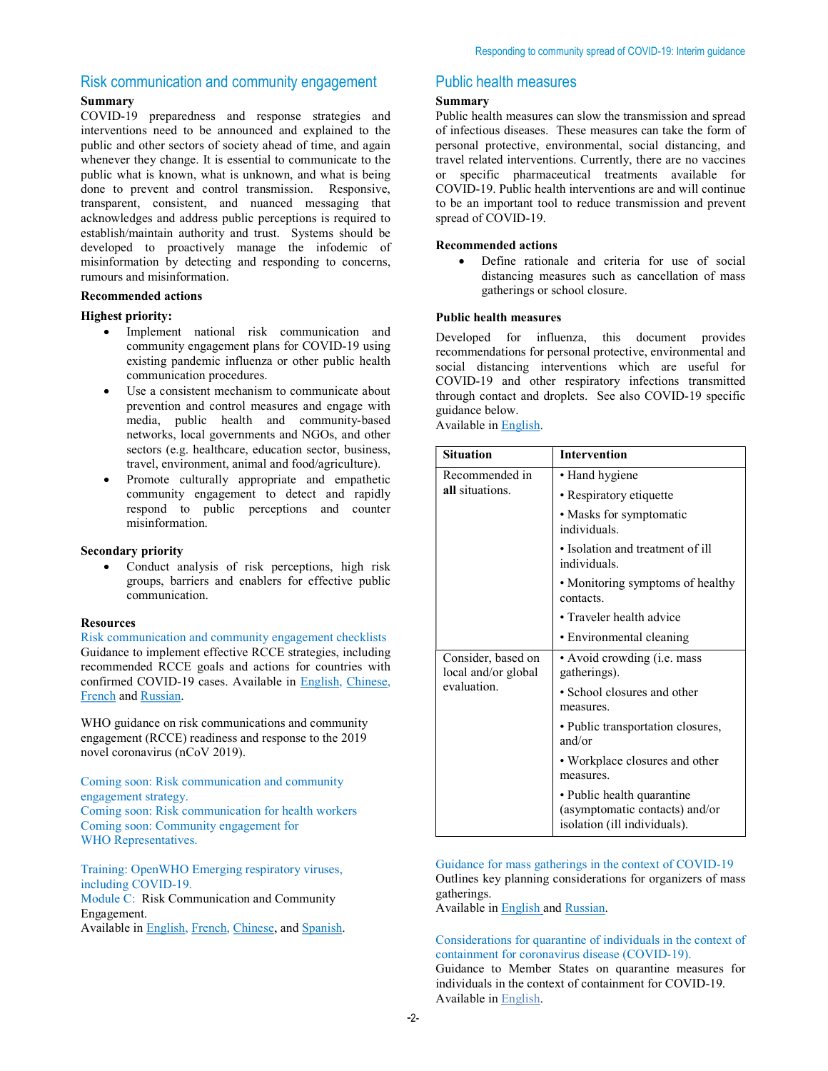## Risk communication and community engagement

**Summary**

COVID-19 preparedness and response strategies and interventions need to be announced and explained to the public and other sectors of society ahead of time, and again whenever they change. It is essential to communicate to the public what is known, what is unknown, and what is being done to prevent and control transmission. Responsive, transparent, consistent, and nuanced messaging that acknowledges and address public perceptions is required to establish/maintain authority and trust. Systems should be developed to proactively manage the infodemic of misinformation by detecting and responding to concerns, rumours and misinformation.

**Recommended actions**

**Highest priority:**

- Implement national risk communication and community engagement plans for COVID-19 using existing pandemic influenza or other public health communication procedures.
- Use a consistent mechanism to communicate about prevention and control measures and engage with media, public health and community-based networks, local governments and NGOs, and other sectors (e.g. healthcare, education sector, business, travel, environment, animal and food/agriculture).
- Promote culturally appropriate and empathetic community engagement to detect and rapidly respond to public perceptions and counter misinformation.

**Secondary priority**

- Conduct analysis of risk perceptions, high risk groups, barriers and enablers for effective public communication.

**Resources**

Risk communication and community engagement checklists
Guidance to implement effective RCCE strategies, including recommended RCCE goals and actions for countries with confirmed COVID-19 cases. Available in English, Chinese, French and Russian.

WHO guidance on risk communications and community engagement (RCCE) readiness and response to the 2019 novel coronavirus (nCoV 2019).

Coming soon: Risk communication and community engagement strategy.
Coming soon: Risk communication for health workers
Coming soon: Community engagement for WHO Representatives.

Training: OpenWHO Emerging respiratory viruses, including COVID-19.
Module C: Risk Communication and Community Engagement.
Available in English, French, Chinese, and Spanish.

## Public health measures

**Summary**

Public health measures can slow the transmission and spread of infectious diseases. These measures can take the form of personal protective, environmental, social distancing, and travel related interventions. Currently, there are no vaccines or specific pharmaceutical treatments available for COVID-19. Public health interventions are and will continue to be an important tool to reduce transmission and prevent spread of COVID-19.

**Recommended actions**

- Define rationale and criteria for use of social distancing measures such as cancellation of mass gatherings or school closure.

**Public health measures**

Developed for influenza, this document provides recommendations for personal protective, environmental and social distancing interventions which are useful for COVID-19 and other respiratory infections transmitted through contact and droplets. See also COVID-19 specific guidance below.
Available in English.

| Situation | Intervention |
|---|---|
| Recommended in **all** situations. | • Hand hygiene<br>• Respiratory etiquette<br>• Masks for symptomatic individuals.<br>• Isolation and treatment of ill individuals.<br>• Monitoring symptoms of healthy contacts.<br>• Traveler health advice<br>• Environmental cleaning |
| Consider, based on local and/or global evaluation. | • Avoid crowding (i.e. mass gatherings).<br>• School closures and other measures.<br>• Public transportation closures, and/or<br>• Workplace closures and other measures.<br>• Public health quarantine (asymptomatic contacts) and/or isolation (ill individuals). |

Guidance for mass gatherings in the context of COVID-19
Outlines key planning considerations for organizers of mass gatherings.
Available in English and Russian.

Considerations for quarantine of individuals in the context of containment for coronavirus disease (COVID-19).
Guidance to Member States on quarantine measures for individuals in the context of containment for COVID-19.
Available in English.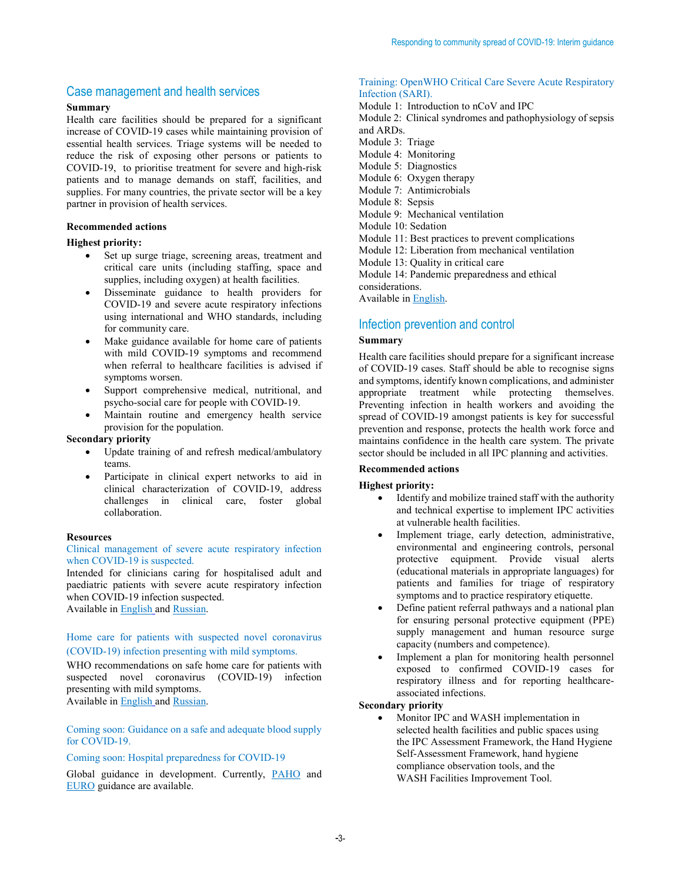## Case management and health services

**Summary**

Health care facilities should be prepared for a significant increase of COVID-19 cases while maintaining provision of essential health services. Triage systems will be needed to reduce the risk of exposing other persons or patients to COVID-19, to prioritise treatment for severe and high-risk patients and to manage demands on staff, facilities, and supplies. For many countries, the private sector will be a key partner in provision of health services.

**Recommended actions**

**Highest priority:**

- Set up surge triage, screening areas, treatment and critical care units (including staffing, space and supplies, including oxygen) at health facilities.
- Disseminate guidance to health providers for COVID-19 and severe acute respiratory infections using international and WHO standards, including for community care.
- Make guidance available for home care of patients with mild COVID-19 symptoms and recommend when referral to healthcare facilities is advised if symptoms worsen.
- Support comprehensive medical, nutritional, and psycho-social care for people with COVID-19.
- Maintain routine and emergency health service provision for the population.

**Secondary priority**

- Update training of and refresh medical/ambulatory teams.
- Participate in clinical expert networks to aid in clinical characterization of COVID-19, address challenges in clinical care, foster global collaboration.

**Resources**

Clinical management of severe acute respiratory infection when COVID-19 is suspected.

Intended for clinicians caring for hospitalised adult and paediatric patients with severe acute respiratory infection when COVID-19 infection suspected.

Available in English and Russian.

Home care for patients with suspected novel coronavirus (COVID-19) infection presenting with mild symptoms.

WHO recommendations on safe home care for patients with suspected novel coronavirus (COVID-19) infection presenting with mild symptoms.

Available in English and Russian.

Coming soon: Guidance on a safe and adequate blood supply for COVID-19.

Coming soon: Hospital preparedness for COVID-19

Global guidance in development. Currently, PAHO and EURO guidance are available.

Training: OpenWHO Critical Care Severe Acute Respiratory Infection (SARI).

Module 1: Introduction to nCoV and IPC
Module 2: Clinical syndromes and pathophysiology of sepsis and ARDs.
Module 3: Triage
Module 4: Monitoring
Module 5: Diagnostics
Module 6: Oxygen therapy
Module 7: Antimicrobials
Module 8: Sepsis
Module 9: Mechanical ventilation
Module 10: Sedation
Module 11: Best practices to prevent complications
Module 12: Liberation from mechanical ventilation
Module 13: Quality in critical care
Module 14: Pandemic preparedness and ethical considerations.

Available in English.

## Infection prevention and control

**Summary**

Health care facilities should prepare for a significant increase of COVID-19 cases. Staff should be able to recognise signs and symptoms, identify known complications, and administer appropriate treatment while protecting themselves. Preventing infection in health workers and avoiding the spread of COVID-19 amongst patients is key for successful prevention and response, protects the health work force and maintains confidence in the health care system. The private sector should be included in all IPC planning and activities.

**Recommended actions**

**Highest priority:**

- Identify and mobilize trained staff with the authority and technical expertise to implement IPC activities at vulnerable health facilities.
- Implement triage, early detection, administrative, environmental and engineering controls, personal protective equipment. Provide visual alerts (educational materials in appropriate languages) for patients and families for triage of respiratory symptoms and to practice respiratory etiquette.
- Define patient referral pathways and a national plan for ensuring personal protective equipment (PPE) supply management and human resource surge capacity (numbers and competence).
- Implement a plan for monitoring health personnel exposed to confirmed COVID-19 cases for respiratory illness and for reporting healthcare-associated infections.

**Secondary priority**

- Monitor IPC and WASH implementation in selected health facilities and public spaces using the IPC Assessment Framework, the Hand Hygiene Self-Assessment Framework, hand hygiene compliance observation tools, and the WASH Facilities Improvement Tool.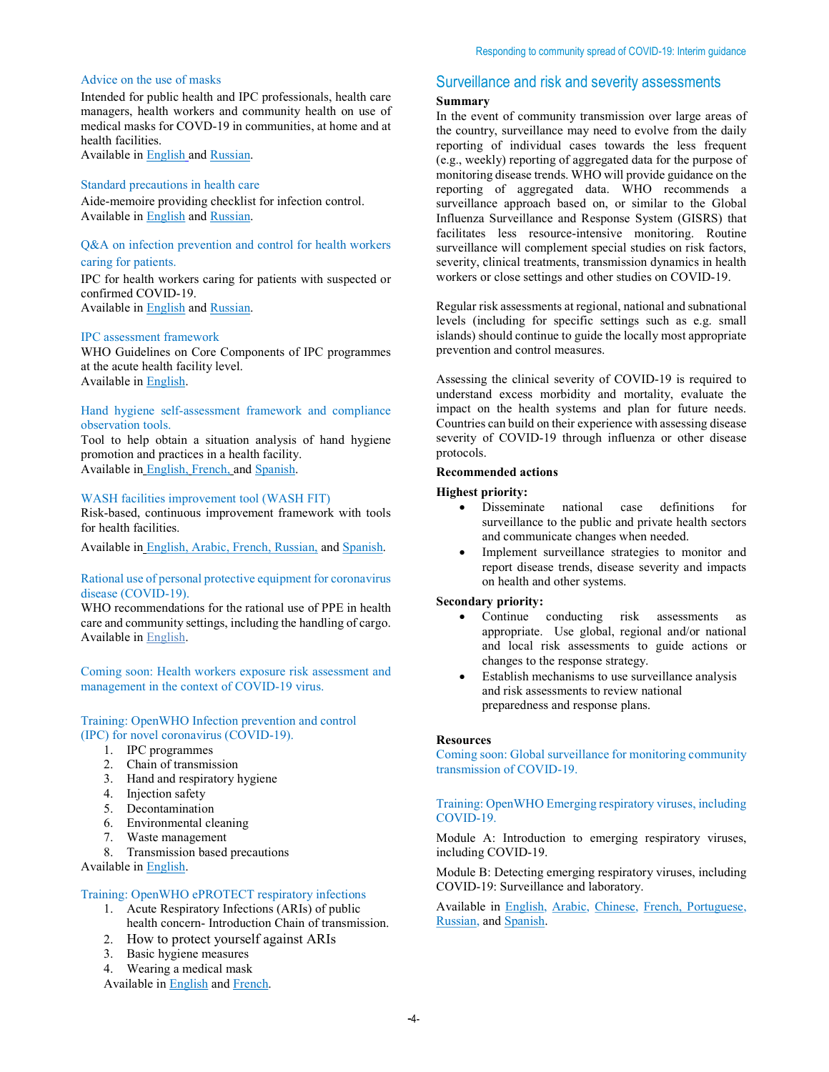Advice on the use of masks

Intended for public health and IPC professionals, health care managers, health workers and community health on use of medical masks for COVID-19 in communities, at home and at health facilities.
Available in English and Russian.

Standard precautions in health care

Aide-memoire providing checklist for infection control.
Available in English and Russian.

Q&A on infection prevention and control for health workers caring for patients.

IPC for health workers caring for patients with suspected or confirmed COVID-19.
Available in English and Russian.

IPC assessment framework

WHO Guidelines on Core Components of IPC programmes at the acute health facility level.
Available in English.

Hand hygiene self-assessment framework and compliance observation tools.

Tool to help obtain a situation analysis of hand hygiene promotion and practices in a health facility.
Available in English, French, and Spanish.

WASH facilities improvement tool (WASH FIT)

Risk-based, continuous improvement framework with tools for health facilities.

Available in English, Arabic, French, Russian, and Spanish.

Rational use of personal protective equipment for coronavirus disease (COVID-19).

WHO recommendations for the rational use of PPE in health care and community settings, including the handling of cargo.
Available in English.

Coming soon: Health workers exposure risk assessment and management in the context of COVID-19 virus.

Training: OpenWHO Infection prevention and control (IPC) for novel coronavirus (COVID-19).

1. IPC programmes
2. Chain of transmission
3. Hand and respiratory hygiene
4. Injection safety
5. Decontamination
6. Environmental cleaning
7. Waste management
8. Transmission based precautions

Available in English.

Training: OpenWHO ePROTECT respiratory infections

1. Acute Respiratory Infections (ARIs) of public health concern- Introduction Chain of transmission.
2. How to protect yourself against ARIs
3. Basic hygiene measures
4. Wearing a medical mask

Available in English and French.

## Surveillance and risk and severity assessments

**Summary**

In the event of community transmission over large areas of the country, surveillance may need to evolve from the daily reporting of individual cases towards the less frequent (e.g., weekly) reporting of aggregated data for the purpose of monitoring disease trends. WHO will provide guidance on the reporting of aggregated data. WHO recommends a surveillance approach based on, or similar to the Global Influenza Surveillance and Response System (GISRS) that facilitates less resource-intensive monitoring. Routine surveillance will complement special studies on risk factors, severity, clinical treatments, transmission dynamics in health workers or close settings and other studies on COVID-19.

Regular risk assessments at regional, national and subnational levels (including for specific settings such as e.g. small islands) should continue to guide the locally most appropriate prevention and control measures.

Assessing the clinical severity of COVID-19 is required to understand excess morbidity and mortality, evaluate the impact on the health systems and plan for future needs. Countries can build on their experience with assessing disease severity of COVID-19 through influenza or other disease protocols.

**Recommended actions**

**Highest priority:**

- Disseminate national case definitions for surveillance to the public and private health sectors and communicate changes when needed.
- Implement surveillance strategies to monitor and report disease trends, disease severity and impacts on health and other systems.

**Secondary priority:**

- Continue conducting risk assessments as appropriate. Use global, regional and/or national and local risk assessments to guide actions or changes to the response strategy.
- Establish mechanisms to use surveillance analysis and risk assessments to review national preparedness and response plans.

**Resources**

Coming soon: Global surveillance for monitoring community transmission of COVID-19.

Training: OpenWHO Emerging respiratory viruses, including COVID-19.

Module A: Introduction to emerging respiratory viruses, including COVID-19.

Module B: Detecting emerging respiratory viruses, including COVID-19: Surveillance and laboratory.

Available in English, Arabic, Chinese, French, Portuguese, Russian, and Spanish.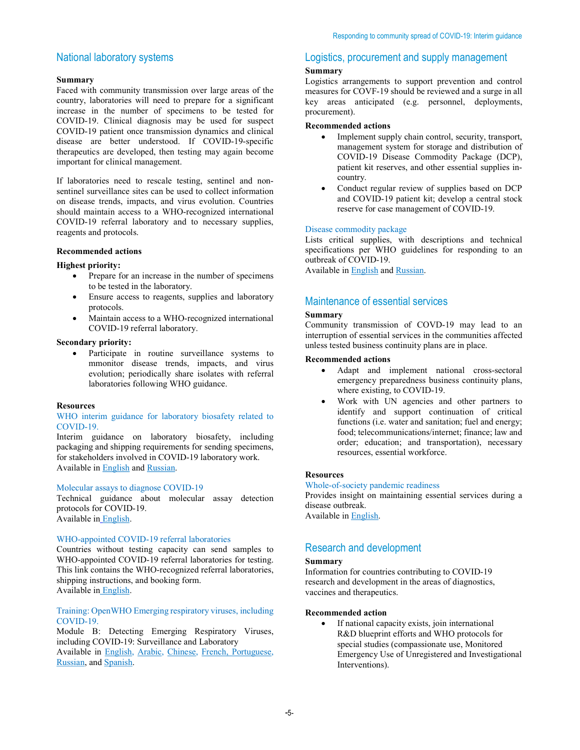## National laboratory systems

**Summary**

Faced with community transmission over large areas of the country, laboratories will need to prepare for a significant increase in the number of specimens to be tested for COVID-19. Clinical diagnosis may be used for suspect COVID-19 patient once transmission dynamics and clinical disease are better understood. If COVID-19-specific therapeutics are developed, then testing may again become important for clinical management.

If laboratories need to rescale testing, sentinel and non-sentinel surveillance sites can be used to collect information on disease trends, impacts, and virus evolution. Countries should maintain access to a WHO-recognized international COVID-19 referral laboratory and to necessary supplies, reagents and protocols.

**Recommended actions**

**Highest priority:**

- Prepare for an increase in the number of specimens to be tested in the laboratory.
- Ensure access to reagents, supplies and laboratory protocols.
- Maintain access to a WHO-recognized international COVID-19 referral laboratory.

**Secondary priority:**

- Participate in routine surveillance systems to mmonitor disease trends, impacts, and virus evolution; periodically share isolates with referral laboratories following WHO guidance.

**Resources**

WHO interim guidance for laboratory biosafety related to COVID-19.
Interim guidance on laboratory biosafety, including packaging and shipping requirements for sending specimens, for stakeholders involved in COVID-19 laboratory work.
Available in English and Russian.

Molecular assays to diagnose COVID-19
Technical guidance about molecular assay detection protocols for COVID-19.
Available in English.

WHO-appointed COVID-19 referral laboratories
Countries without testing capacity can send samples to WHO-appointed COVID-19 referral laboratories for testing. This link contains the WHO-recognized referral laboratories, shipping instructions, and booking form.
Available in English.

Training: OpenWHO Emerging respiratory viruses, including COVID-19.
Module B: Detecting Emerging Respiratory Viruses, including COVID-19: Surveillance and Laboratory
Available in English, Arabic, Chinese, French, Portuguese, Russian, and Spanish.

## Logistics, procurement and supply management

**Summary**

Logistics arrangements to support prevention and control measures for COVF-19 should be reviewed and a surge in all key areas anticipated (e.g. personnel, deployments, procurement).

**Recommended actions**

- Implement supply chain control, security, transport, management system for storage and distribution of COVID-19 Disease Commodity Package (DCP), patient kit reserves, and other essential supplies in-country.
- Conduct regular review of supplies based on DCP and COVID-19 patient kit; develop a central stock reserve for case management of COVID-19.

Disease commodity package
Lists critical supplies, with descriptions and technical specifications per WHO guidelines for responding to an outbreak of COVID-19.
Available in English and Russian.

## Maintenance of essential services

**Summary**

Community transmission of COVD-19 may lead to an interruption of essential services in the communities affected unless tested business continuity plans are in place.

**Recommended actions**

- Adapt and implement national cross-sectoral emergency preparedness business continuity plans, where existing, to COVID-19.
- Work with UN agencies and other partners to identify and support continuation of critical functions (i.e. water and sanitation; fuel and energy; food; telecommunications/internet; finance; law and order; education; and transportation), necessary resources, essential workforce.

**Resources**

Whole-of-society pandemic readiness
Provides insight on maintaining essential services during a disease outbreak.
Available in English.

## Research and development

**Summary**

Information for countries contributing to COVID-19 research and development in the areas of diagnostics, vaccines and therapeutics.

**Recommended action**

- If national capacity exists, join international R&D blueprint efforts and WHO protocols for special studies (compassionate use, Monitored Emergency Use of Unregistered and Investigational Interventions).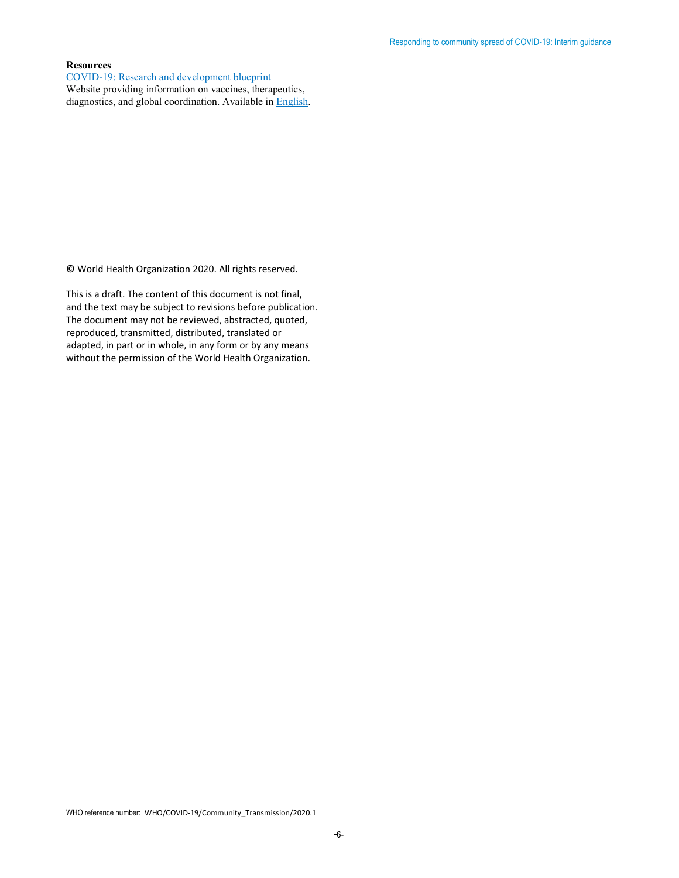**Resources**

COVID-19: Research and development blueprint
Website providing information on vaccines, therapeutics, diagnostics, and global coordination. Available in English.

© World Health Organization 2020. All rights reserved.

This is a draft. The content of this document is not final, and the text may be subject to revisions before publication. The document may not be reviewed, abstracted, quoted, reproduced, transmitted, distributed, translated or adapted, in part or in whole, in any form or by any means without the permission of the World Health Organization.

WHO reference number: WHO/COVID-19/Community_Transmission/2020.1